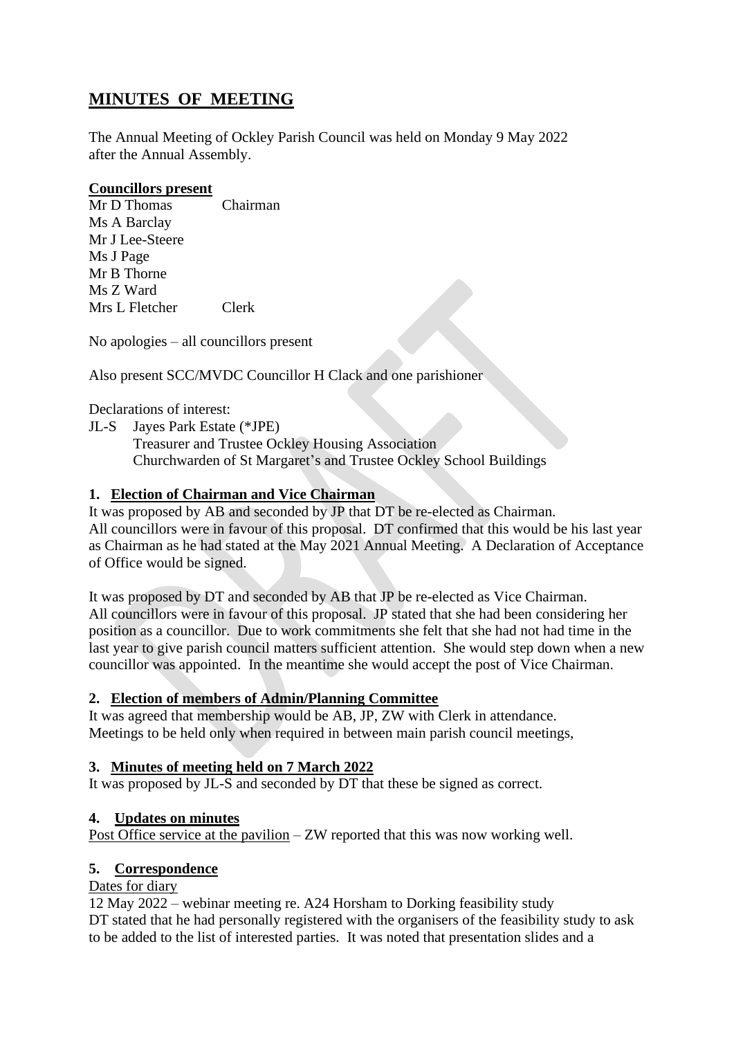# MINUTES OF MEETING

The Annual Meeting of Ockley Parish Council was held on Monday 9 May 2022 after the Annual Assembly.

**Councillors present**

Mr D Thomas Chairman
Ms A Barclay
Mr J Lee-Steere
Ms J Page
Mr B Thorne
Ms Z Ward
Mrs L Fletcher Clerk

No apologies – all councillors present

Also present SCC/MVDC Councillor H Clack and one parishioner

Declarations of interest:

JL-S Jayes Park Estate (*JPE)
Treasurer and Trustee Ockley Housing Association
Churchwarden of St Margaret's and Trustee Ockley School Buildings

## 1. Election of Chairman and Vice Chairman

It was proposed by AB and seconded by JP that DT be re-elected as Chairman. All councillors were in favour of this proposal. DT confirmed that this would be his last year as Chairman as he had stated at the May 2021 Annual Meeting. A Declaration of Acceptance of Office would be signed.

It was proposed by DT and seconded by AB that JP be re-elected as Vice Chairman. All councillors were in favour of this proposal. JP stated that she had been considering her position as a councillor. Due to work commitments she felt that she had not had time in the last year to give parish council matters sufficient attention. She would step down when a new councillor was appointed. In the meantime she would accept the post of Vice Chairman.

## 2. Election of members of Admin/Planning Committee

It was agreed that membership would be AB, JP, ZW with Clerk in attendance. Meetings to be held only when required in between main parish council meetings,

## 3. Minutes of meeting held on 7 March 2022

It was proposed by JL-S and seconded by DT that these be signed as correct.

## 4. Updates on minutes

Post Office service at the pavilion – ZW reported that this was now working well.

## 5. Correspondence

Dates for diary

12 May 2022 – webinar meeting re. A24 Horsham to Dorking feasibility study
DT stated that he had personally registered with the organisers of the feasibility study to ask to be added to the list of interested parties. It was noted that presentation slides and a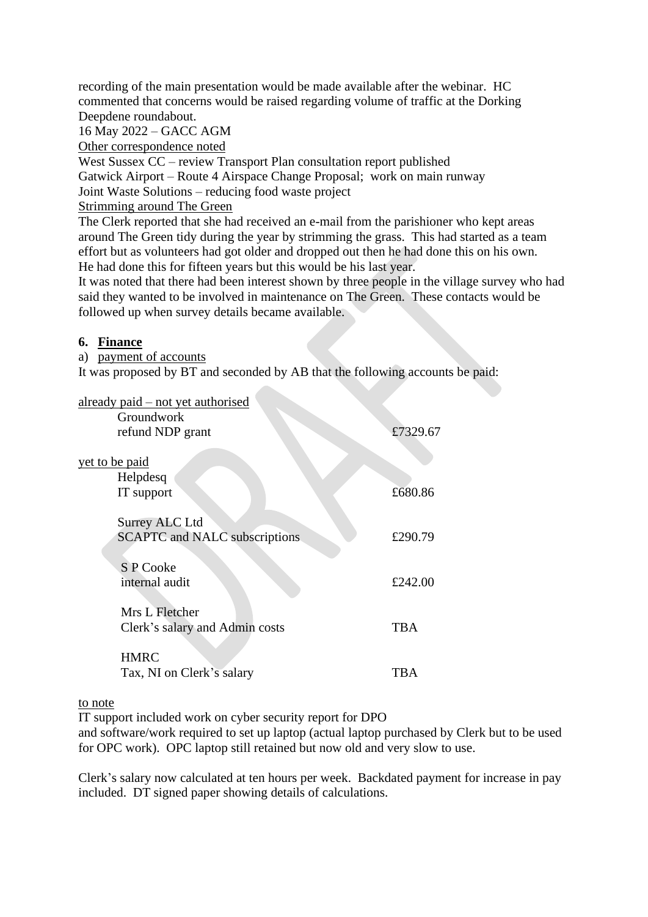recording of the main presentation would be made available after the webinar. HC commented that concerns would be raised regarding volume of traffic at the Dorking Deepdene roundabout.

16 May 2022 – GACC AGM

Other correspondence noted

West Sussex CC – review Transport Plan consultation report published

Gatwick Airport – Route 4 Airspace Change Proposal; work on main runway

Joint Waste Solutions – reducing food waste project

Strimming around The Green

The Clerk reported that she had received an e-mail from the parishioner who kept areas around The Green tidy during the year by strimming the grass. This had started as a team effort but as volunteers had got older and dropped out then he had done this on his own. He had done this for fifteen years but this would be his last year.

It was noted that there had been interest shown by three people in the village survey who had said they wanted to be involved in maintenance on The Green. These contacts would be followed up when survey details became available.

## 6. Finance

a) payment of accounts

It was proposed by BT and seconded by AB that the following accounts be paid:

already paid – not yet authorised

| | |
|---|---|
| Groundwork<br>refund NDP grant | £7329.67 |

yet to be paid

| | |
|---|---|
| Helpdesq<br>IT support | £680.86 |
| Surrey ALC Ltd<br>SCAPTC and NALC subscriptions | £290.79 |
| S P Cooke<br>internal audit | £242.00 |
| Mrs L Fletcher<br>Clerk's salary and Admin costs | TBA |
| HMRC<br>Tax, NI on Clerk's salary | TBA |

to note

IT support included work on cyber security report for DPO and software/work required to set up laptop (actual laptop purchased by Clerk but to be used for OPC work). OPC laptop still retained but now old and very slow to use.

Clerk's salary now calculated at ten hours per week. Backdated payment for increase in pay included. DT signed paper showing details of calculations.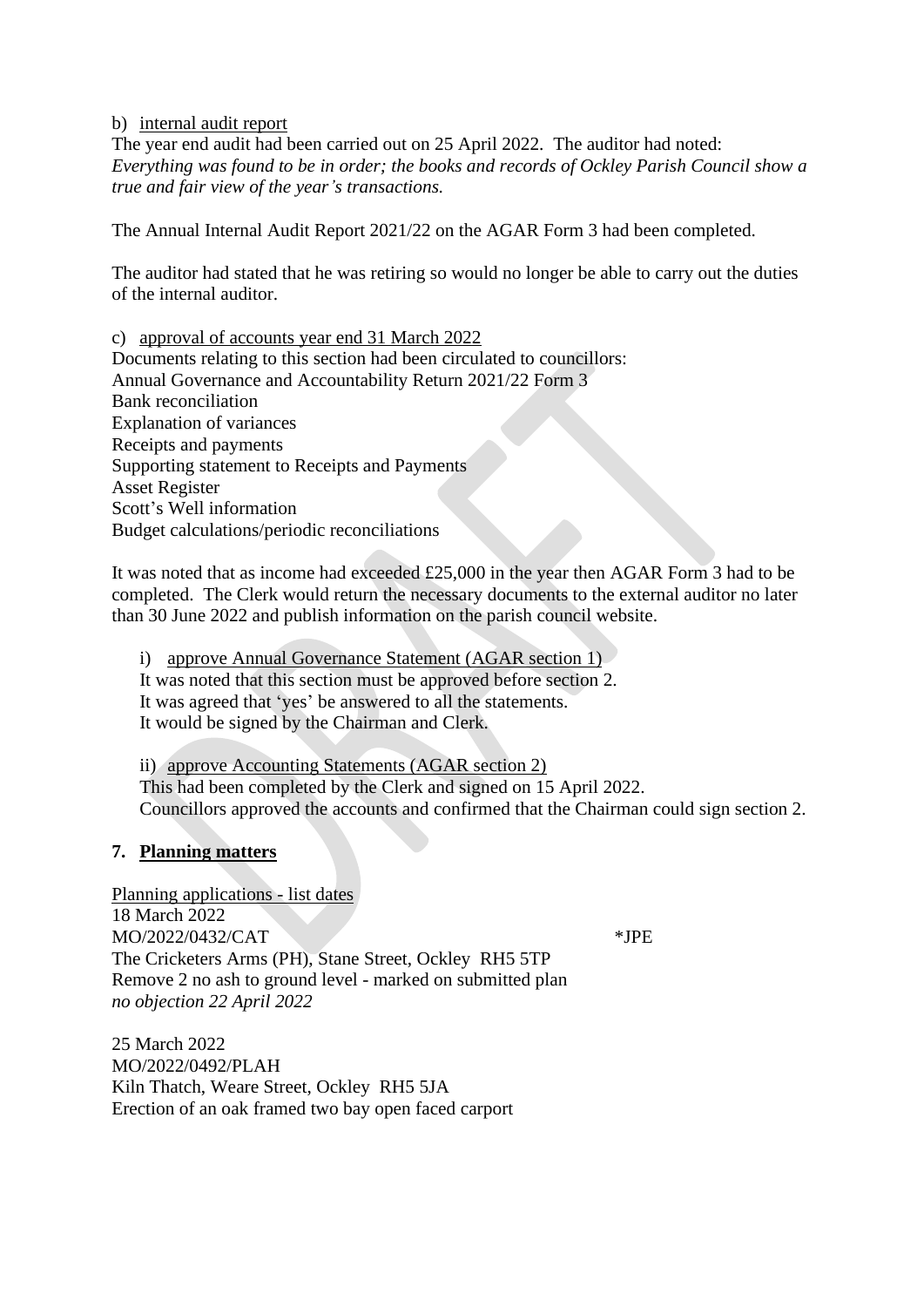b) <u>internal audit report</u>

The year end audit had been carried out on 25 April 2022. The auditor had noted: *Everything was found to be in order; the books and records of Ockley Parish Council show a true and fair view of the year's transactions.*

The Annual Internal Audit Report 2021/22 on the AGAR Form 3 had been completed.

The auditor had stated that he was retiring so would no longer be able to carry out the duties of the internal auditor.

c) <u>approval of accounts year end 31 March 2022</u>

Documents relating to this section had been circulated to councillors:
Annual Governance and Accountability Return 2021/22 Form 3
Bank reconciliation
Explanation of variances
Receipts and payments
Supporting statement to Receipts and Payments
Asset Register
Scott's Well information
Budget calculations/periodic reconciliations

It was noted that as income had exceeded £25,000 in the year then AGAR Form 3 had to be completed. The Clerk would return the necessary documents to the external auditor no later than 30 June 2022 and publish information on the parish council website.

i) <u>approve Annual Governance Statement (AGAR section 1)</u>
It was noted that this section must be approved before section 2.
It was agreed that 'yes' be answered to all the statements.
It would be signed by the Chairman and Clerk.

ii) <u>approve Accounting Statements (AGAR section 2)</u>
This had been completed by the Clerk and signed on 15 April 2022.
Councillors approved the accounts and confirmed that the Chairman could sign section 2.

## 7. Planning matters

<u>Planning applications - list dates</u>

18 March 2022
MO/2022/0432/CAT *JPE
The Cricketers Arms (PH), Stane Street, Ockley RH5 5TP
Remove 2 no ash to ground level - marked on submitted plan
*no objection 22 April 2022*

25 March 2022
MO/2022/0492/PLAH
Kiln Thatch, Weare Street, Ockley RH5 5JA
Erection of an oak framed two bay open faced carport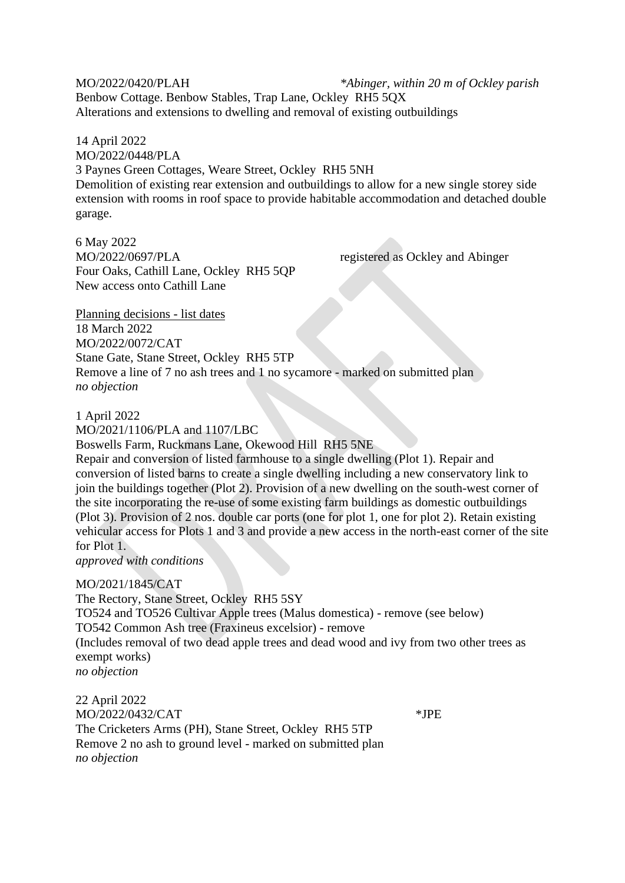MO/2022/0420/PLAH *Abinger, within 20 m of Ockley parish*
Benbow Cottage. Benbow Stables, Trap Lane, Ockley RH5 5QX
Alterations and extensions to dwelling and removal of existing outbuildings

14 April 2022
MO/2022/0448/PLA
3 Paynes Green Cottages, Weare Street, Ockley RH5 5NH
Demolition of existing rear extension and outbuildings to allow for a new single storey side extension with rooms in roof space to provide habitable accommodation and detached double garage.

6 May 2022
MO/2022/0697/PLA registered as Ockley and Abinger
Four Oaks, Cathill Lane, Ockley RH5 5QP
New access onto Cathill Lane

<u>Planning decisions - list dates</u>
18 March 2022
MO/2022/0072/CAT
Stane Gate, Stane Street, Ockley RH5 5TP
Remove a line of 7 no ash trees and 1 no sycamore - marked on submitted plan
*no objection*

1 April 2022
MO/2021/1106/PLA and 1107/LBC
Boswells Farm, Ruckmans Lane, Okewood Hill RH5 5NE
Repair and conversion of listed farmhouse to a single dwelling (Plot 1). Repair and conversion of listed barns to create a single dwelling including a new conservatory link to join the buildings together (Plot 2). Provision of a new dwelling on the south-west corner of the site incorporating the re-use of some existing farm buildings as domestic outbuildings (Plot 3). Provision of 2 nos. double car ports (one for plot 1, one for plot 2). Retain existing vehicular access for Plots 1 and 3 and provide a new access in the north-east corner of the site for Plot 1.
*approved with conditions*

MO/2021/1845/CAT
The Rectory, Stane Street, Ockley RH5 5SY
TO524 and TO526 Cultivar Apple trees (Malus domestica) - remove (see below)
TO542 Common Ash tree (Fraxineus excelsior) - remove
(Includes removal of two dead apple trees and dead wood and ivy from two other trees as exempt works)
*no objection*

22 April 2022
MO/2022/0432/CAT *JPE
The Cricketers Arms (PH), Stane Street, Ockley RH5 5TP
Remove 2 no ash to ground level - marked on submitted plan
*no objection*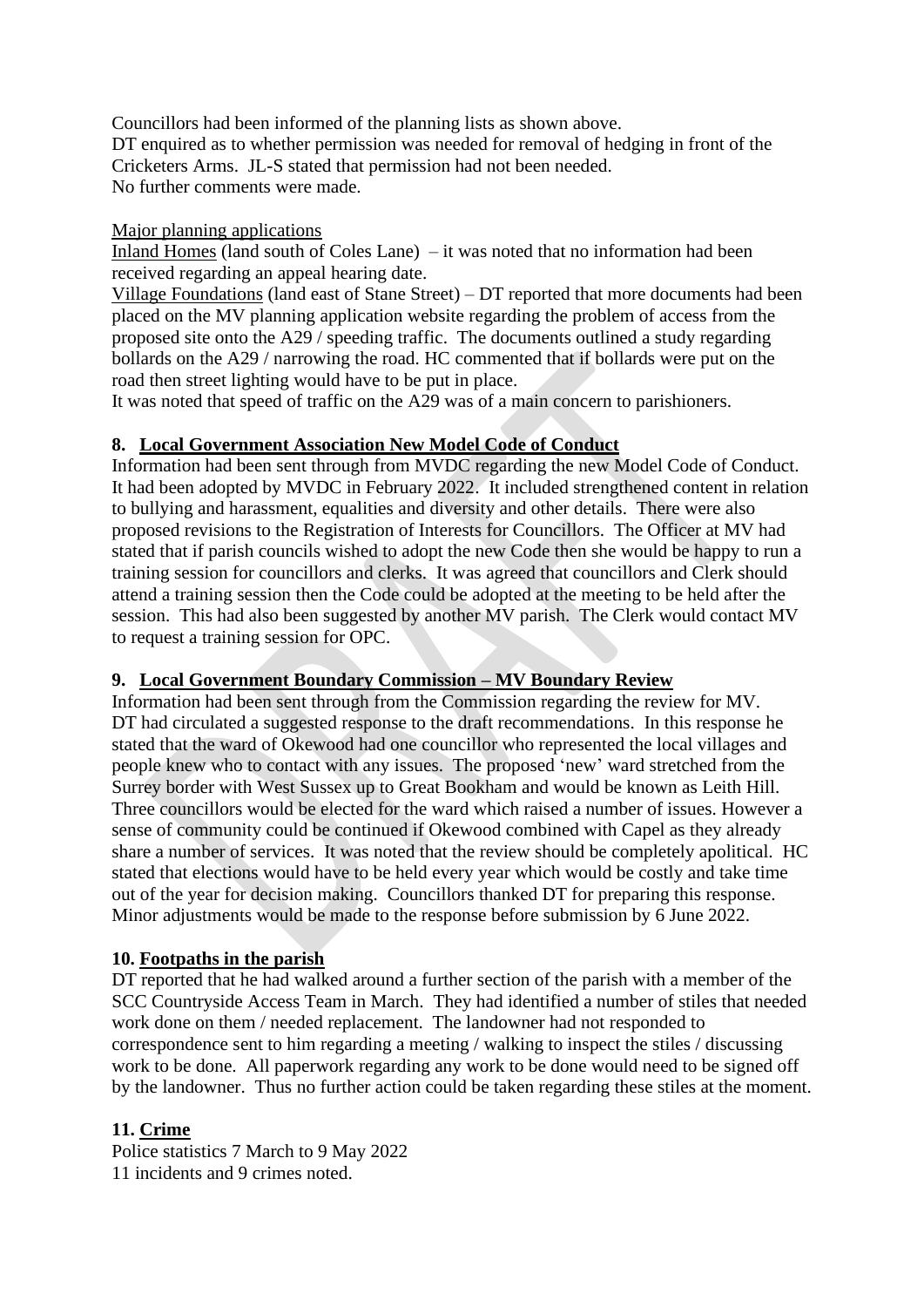Councillors had been informed of the planning lists as shown above.
DT enquired as to whether permission was needed for removal of hedging in front of the Cricketers Arms. JL-S stated that permission had not been needed.
No further comments were made.

Major planning applications

Inland Homes (land south of Coles Lane) – it was noted that no information had been received regarding an appeal hearing date.

Village Foundations (land east of Stane Street) – DT reported that more documents had been placed on the MV planning application website regarding the problem of access from the proposed site onto the A29 / speeding traffic. The documents outlined a study regarding bollards on the A29 / narrowing the road. HC commented that if bollards were put on the road then street lighting would have to be put in place.
It was noted that speed of traffic on the A29 was of a main concern to parishioners.

## 8. Local Government Association New Model Code of Conduct

Information had been sent through from MVDC regarding the new Model Code of Conduct. It had been adopted by MVDC in February 2022. It included strengthened content in relation to bullying and harassment, equalities and diversity and other details. There were also proposed revisions to the Registration of Interests for Councillors. The Officer at MV had stated that if parish councils wished to adopt the new Code then she would be happy to run a training session for councillors and clerks. It was agreed that councillors and Clerk should attend a training session then the Code could be adopted at the meeting to be held after the session. This had also been suggested by another MV parish. The Clerk would contact MV to request a training session for OPC.

## 9. Local Government Boundary Commission – MV Boundary Review

Information had been sent through from the Commission regarding the review for MV.
DT had circulated a suggested response to the draft recommendations. In this response he stated that the ward of Okewood had one councillor who represented the local villages and people knew who to contact with any issues. The proposed 'new' ward stretched from the Surrey border with West Sussex up to Great Bookham and would be known as Leith Hill. Three councillors would be elected for the ward which raised a number of issues. However a sense of community could be continued if Okewood combined with Capel as they already share a number of services. It was noted that the review should be completely apolitical. HC stated that elections would have to be held every year which would be costly and take time out of the year for decision making. Councillors thanked DT for preparing this response. Minor adjustments would be made to the response before submission by 6 June 2022.

## 10. Footpaths in the parish

DT reported that he had walked around a further section of the parish with a member of the SCC Countryside Access Team in March. They had identified a number of stiles that needed work done on them / needed replacement. The landowner had not responded to correspondence sent to him regarding a meeting / walking to inspect the stiles / discussing work to be done. All paperwork regarding any work to be done would need to be signed off by the landowner. Thus no further action could be taken regarding these stiles at the moment.

## 11. Crime

Police statistics 7 March to 9 May 2022
11 incidents and 9 crimes noted.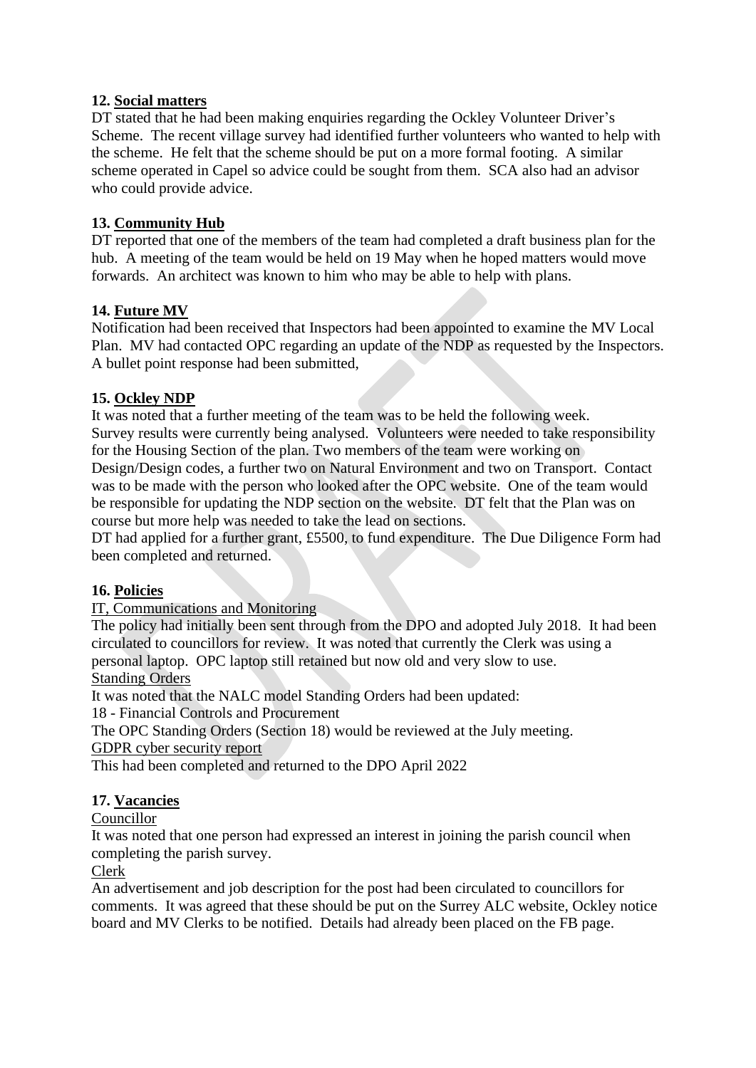**12. Social matters**

DT stated that he had been making enquiries regarding the Ockley Volunteer Driver's Scheme. The recent village survey had identified further volunteers who wanted to help with the scheme. He felt that the scheme should be put on a more formal footing. A similar scheme operated in Capel so advice could be sought from them. SCA also had an advisor who could provide advice.

**13. Community Hub**

DT reported that one of the members of the team had completed a draft business plan for the hub. A meeting of the team would be held on 19 May when he hoped matters would move forwards. An architect was known to him who may be able to help with plans.

**14. Future MV**

Notification had been received that Inspectors had been appointed to examine the MV Local Plan. MV had contacted OPC regarding an update of the NDP as requested by the Inspectors. A bullet point response had been submitted,

**15. Ockley NDP**

It was noted that a further meeting of the team was to be held the following week. Survey results were currently being analysed. Volunteers were needed to take responsibility for the Housing Section of the plan. Two members of the team were working on Design/Design codes, a further two on Natural Environment and two on Transport. Contact was to be made with the person who looked after the OPC website. One of the team would be responsible for updating the NDP section on the website. DT felt that the Plan was on course but more help was needed to take the lead on sections.

DT had applied for a further grant, £5500, to fund expenditure. The Due Diligence Form had been completed and returned.

**16. Policies**

IT, Communications and Monitoring

The policy had initially been sent through from the DPO and adopted July 2018. It had been circulated to councillors for review. It was noted that currently the Clerk was using a personal laptop. OPC laptop still retained but now old and very slow to use.

Standing Orders

It was noted that the NALC model Standing Orders had been updated:

18 - Financial Controls and Procurement

The OPC Standing Orders (Section 18) would be reviewed at the July meeting.

GDPR cyber security report

This had been completed and returned to the DPO April 2022

**17. Vacancies**

Councillor

It was noted that one person had expressed an interest in joining the parish council when completing the parish survey.

Clerk

An advertisement and job description for the post had been circulated to councillors for comments. It was agreed that these should be put on the Surrey ALC website, Ockley notice board and MV Clerks to be notified. Details had already been placed on the FB page.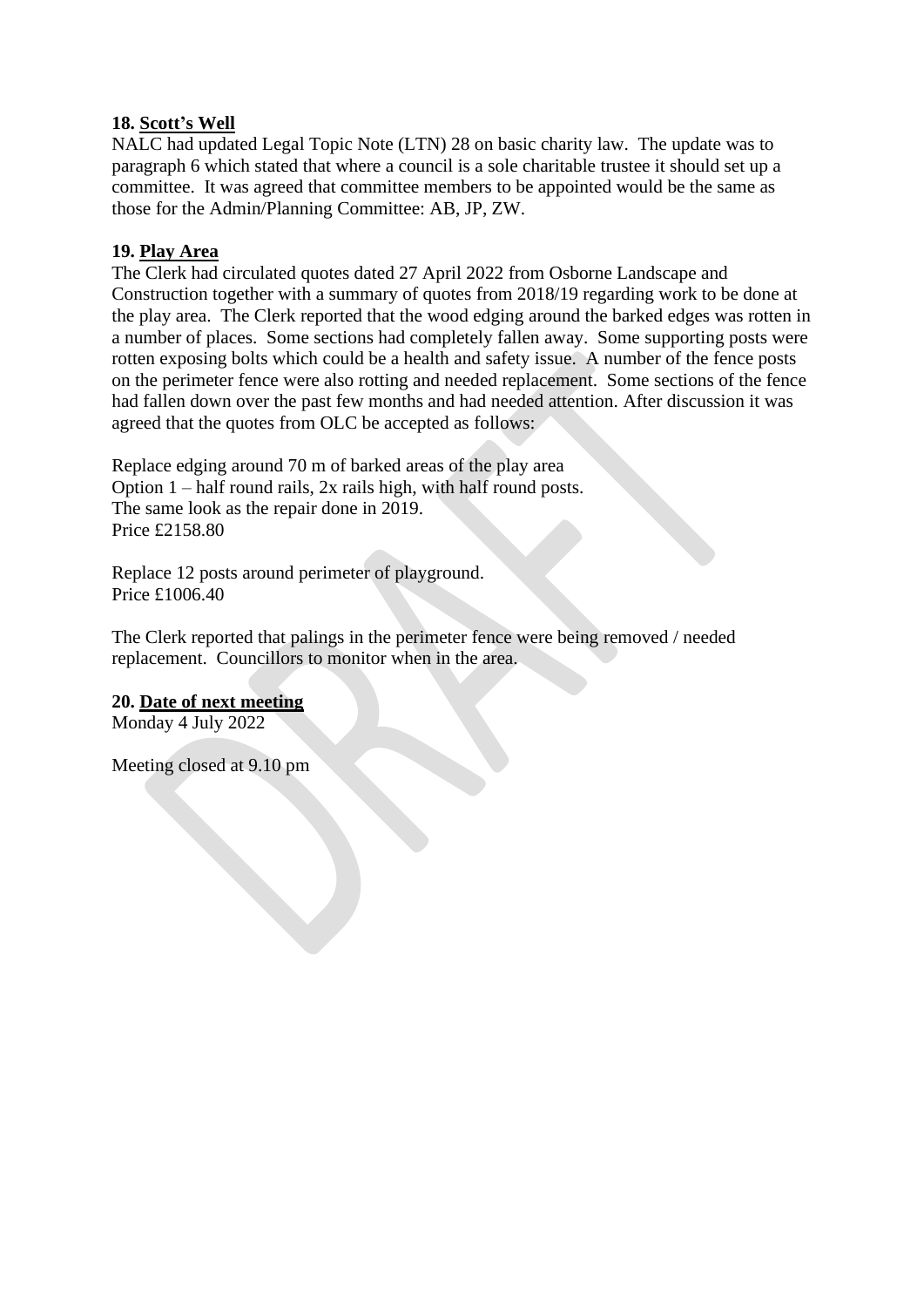**18. Scott's Well**

NALC had updated Legal Topic Note (LTN) 28 on basic charity law. The update was to paragraph 6 which stated that where a council is a sole charitable trustee it should set up a committee. It was agreed that committee members to be appointed would be the same as those for the Admin/Planning Committee: AB, JP, ZW.

**19. Play Area**

The Clerk had circulated quotes dated 27 April 2022 from Osborne Landscape and Construction together with a summary of quotes from 2018/19 regarding work to be done at the play area. The Clerk reported that the wood edging around the barked edges was rotten in a number of places. Some sections had completely fallen away. Some supporting posts were rotten exposing bolts which could be a health and safety issue. A number of the fence posts on the perimeter fence were also rotting and needed replacement. Some sections of the fence had fallen down over the past few months and had needed attention. After discussion it was agreed that the quotes from OLC be accepted as follows:

Replace edging around 70 m of barked areas of the play area
Option 1 – half round rails, 2x rails high, with half round posts.
The same look as the repair done in 2019.
Price £2158.80

Replace 12 posts around perimeter of playground.
Price £1006.40

The Clerk reported that palings in the perimeter fence were being removed / needed replacement. Councillors to monitor when in the area.

**20. Date of next meeting**

Monday 4 July 2022

Meeting closed at 9.10 pm